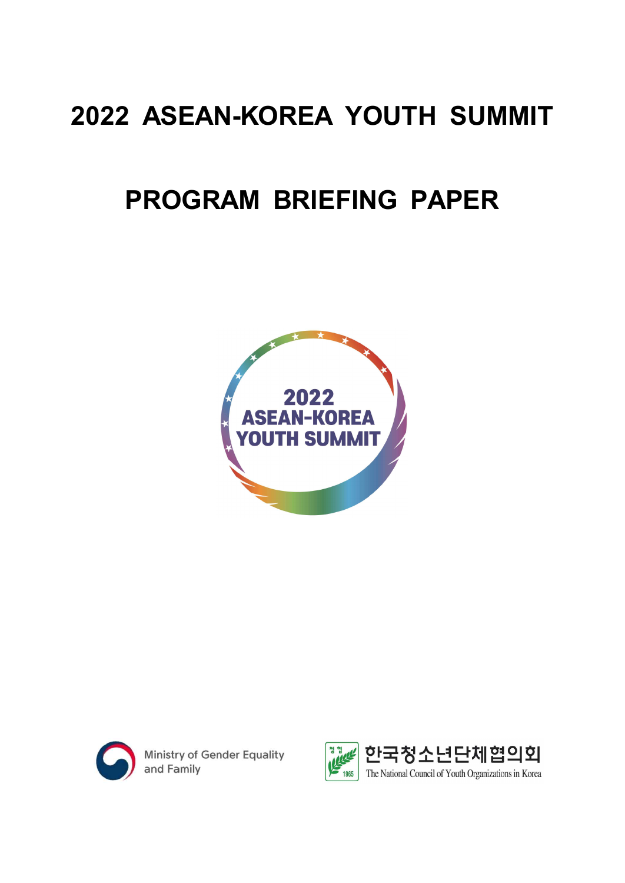# 2022 ASEAN-KOREA YOUTH SUMMIT

# PROGRAM BRIEFING PAPER

2022
ASEAN-KOREA
YOUTH SUMMIT

Ministry of Gender Equality and Family

한국청소년단체협의회
The National Council of Youth Organizations in Korea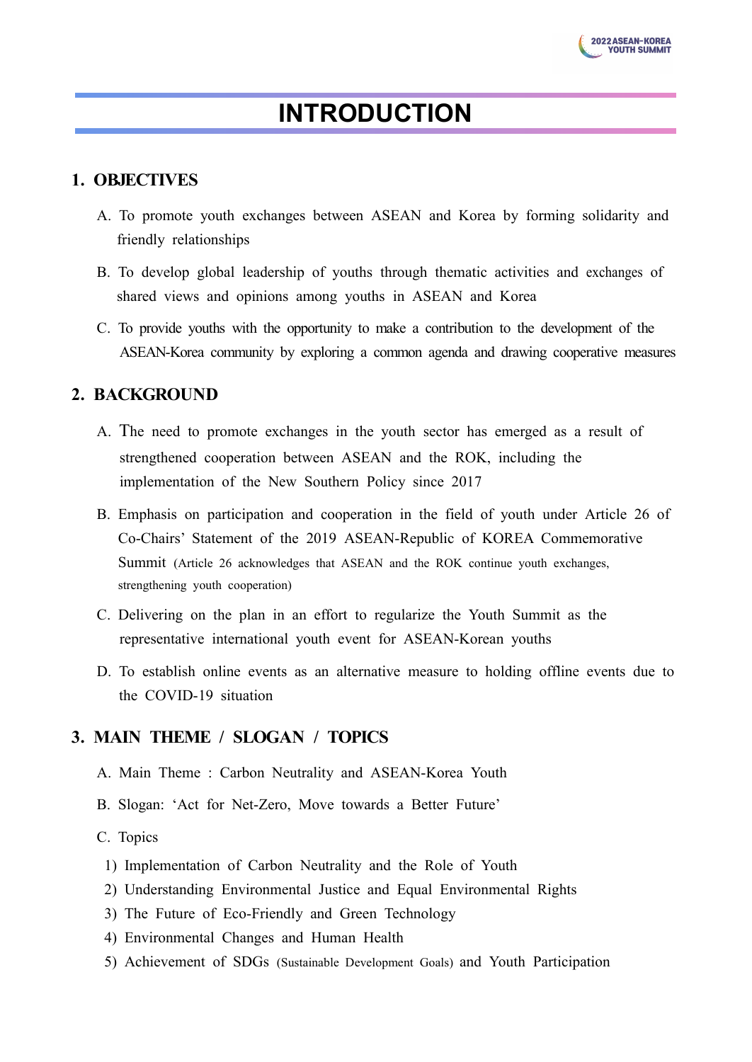# INTRODUCTION

## 1. OBJECTIVES

A. To promote youth exchanges between ASEAN and Korea by forming solidarity and friendly relationships

B. To develop global leadership of youths through thematic activities and exchanges of shared views and opinions among youths in ASEAN and Korea

C. To provide youths with the opportunity to make a contribution to the development of the ASEAN-Korea community by exploring a common agenda and drawing cooperative measures

## 2. BACKGROUND

A. The need to promote exchanges in the youth sector has emerged as a result of strengthened cooperation between ASEAN and the ROK, including the implementation of the New Southern Policy since 2017

B. Emphasis on participation and cooperation in the field of youth under Article 26 of Co-Chairs' Statement of the 2019 ASEAN-Republic of KOREA Commemorative Summit (Article 26 acknowledges that ASEAN and the ROK continue youth exchanges, strengthening youth cooperation)

C. Delivering on the plan in an effort to regularize the Youth Summit as the representative international youth event for ASEAN-Korean youths

D. To establish online events as an alternative measure to holding offline events due to the COVID-19 situation

## 3. MAIN THEME / SLOGAN / TOPICS

A. Main Theme : Carbon Neutrality and ASEAN-Korea Youth

B. Slogan: 'Act for Net-Zero, Move towards a Better Future'

C. Topics

1) Implementation of Carbon Neutrality and the Role of Youth
2) Understanding Environmental Justice and Equal Environmental Rights
3) The Future of Eco-Friendly and Green Technology
4) Environmental Changes and Human Health
5) Achievement of SDGs (Sustainable Development Goals) and Youth Participation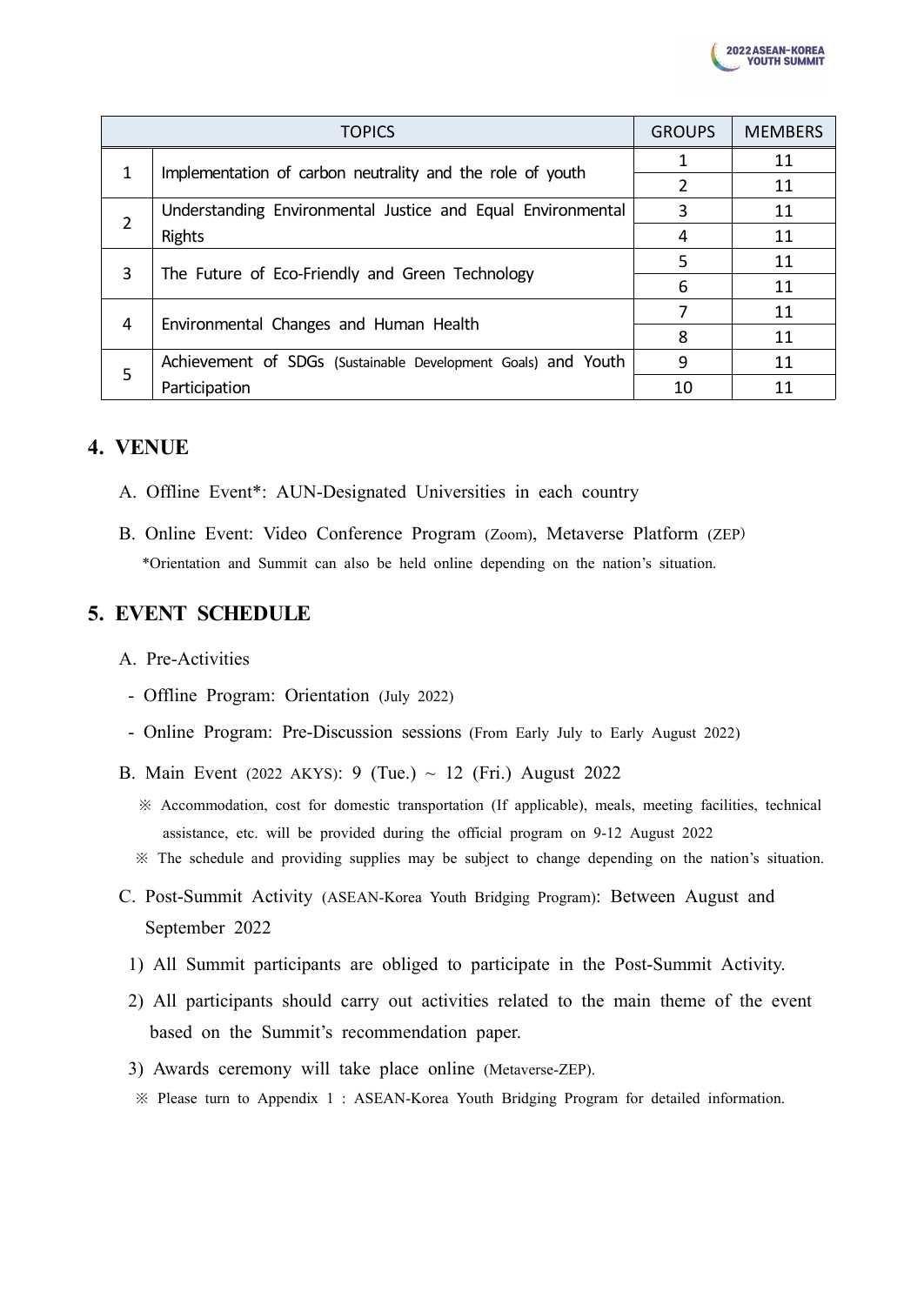| | TOPICS | GROUPS | MEMBERS |
|---|---|---|---|
| 1 | Implementation of carbon neutrality and the role of youth | 1 | 11 |
| | | 2 | 11 |
| 2 | Understanding Environmental Justice and Equal Environmental Rights | 3 | 11 |
| | | 4 | 11 |
| 3 | The Future of Eco-Friendly and Green Technology | 5 | 11 |
| | | 6 | 11 |
| 4 | Environmental Changes and Human Health | 7 | 11 |
| | | 8 | 11 |
| 5 | Achievement of SDGs (Sustainable Development Goals) and Youth Participation | 9 | 11 |
| | | 10 | 11 |

## 4. VENUE

A. Offline Event*: AUN-Designated Universities in each country

B. Online Event: Video Conference Program (Zoom), Metaverse Platform (ZEP)

*Orientation and Summit can also be held online depending on the nation's situation.

## 5. EVENT SCHEDULE

A. Pre-Activities

- Offline Program: Orientation (July 2022)
- Online Program: Pre-Discussion sessions (From Early July to Early August 2022)

B. Main Event (2022 AKYS): 9 (Tue.) ~ 12 (Fri.) August 2022

※ Accommodation, cost for domestic transportation (If applicable), meals, meeting facilities, technical assistance, etc. will be provided during the official program on 9-12 August 2022

※ The schedule and providing supplies may be subject to change depending on the nation's situation.

C. Post-Summit Activity (ASEAN-Korea Youth Bridging Program): Between August and September 2022

1) All Summit participants are obliged to participate in the Post-Summit Activity.
2) All participants should carry out activities related to the main theme of the event based on the Summit's recommendation paper.
3) Awards ceremony will take place online (Metaverse-ZEP).

※ Please turn to Appendix 1 : ASEAN-Korea Youth Bridging Program for detailed information.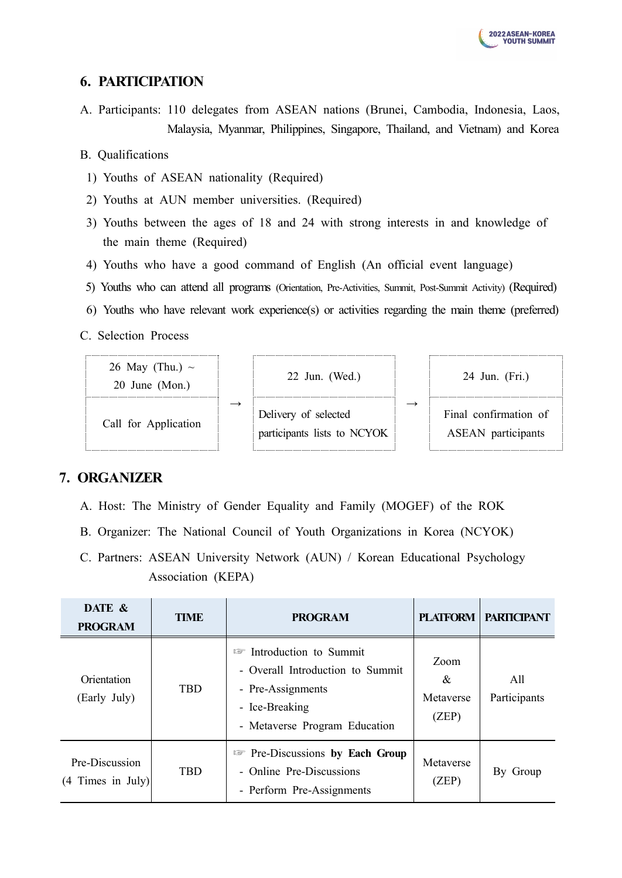## 6. PARTICIPATION

A. Participants: 110 delegates from ASEAN nations (Brunei, Cambodia, Indonesia, Laos, Malaysia, Myanmar, Philippines, Singapore, Thailand, and Vietnam) and Korea

B. Qualifications

1) Youths of ASEAN nationality (Required)
2) Youths at AUN member universities. (Required)
3) Youths between the ages of 18 and 24 with strong interests in and knowledge of the main theme (Required)
4) Youths who have a good command of English (An official event language)
5) Youths who can attend all programs (Orientation, Pre-Activities, Summit, Post-Summit Activity) (Required)
6) Youths who have relevant work experience(s) or activities regarding the main theme (preferred)

C. Selection Process

| 26 May (Thu.) ~ 20 June (Mon.) | → | 22 Jun. (Wed.) | → | 24 Jun. (Fri.) |
|---|---|---|---|---|
| Call for Application | | Delivery of selected participants lists to NCYOK | | Final confirmation of ASEAN participants |

## 7. ORGANIZER

A. Host: The Ministry of Gender Equality and Family (MOGEF) of the ROK

B. Organizer: The National Council of Youth Organizations in Korea (NCYOK)

C. Partners: ASEAN University Network (AUN) / Korean Educational Psychology Association (KEPA)

| DATE & PROGRAM | TIME | PROGRAM | PLATFORM | PARTICIPANT |
|---|---|---|---|---|
| Orientation (Early July) | TBD | ☞ Introduction to Summit<br>- Overall Introduction to Summit<br>- Pre-Assignments<br>- Ice-Breaking<br>- Metaverse Program Education | Zoom & Metaverse (ZEP) | All Participants |
| Pre-Discussion (4 Times in July) | TBD | ☞ Pre-Discussions **by Each Group**<br>- Online Pre-Discussions<br>- Perform Pre-Assignments | Metaverse (ZEP) | By Group |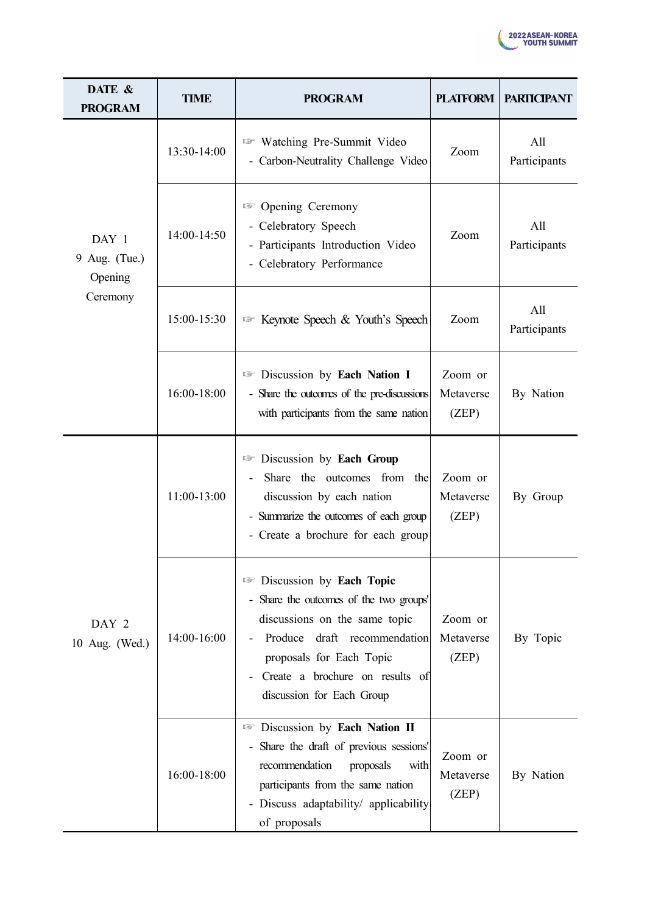| DATE & PROGRAM | TIME | PROGRAM | PLATFORM | PARTICIPANT |
|---|---|---|---|---|
| DAY 1<br>9 Aug. (Tue.)<br>Opening Ceremony | 13:30-14:00 | ☞ Watching Pre-Summit Video<br>- Carbon-Neutrality Challenge Video | Zoom | All Participants |
| | 14:00-14:50 | ☞ Opening Ceremony<br>- Celebratory Speech<br>- Participants Introduction Video<br>- Celebratory Performance | Zoom | All Participants |
| | 15:00-15:30 | ☞ Keynote Speech & Youth's Speech | Zoom | All Participants |
| | 16:00-18:00 | ☞ Discussion by **Each Nation I**<br>- Share the outcomes of the pre-discussions with participants from the same nation | Zoom or Metaverse (ZEP) | By Nation |
| DAY 2<br>10 Aug. (Wed.) | 11:00-13:00 | ☞ Discussion by **Each Group**<br>- Share the outcomes from the discussion by each nation<br>- Summarize the outcomes of each group<br>- Create a brochure for each group | Zoom or Metaverse (ZEP) | By Group |
| | 14:00-16:00 | ☞ Discussion by **Each Topic**<br>- Share the outcomes of the two groups' discussions on the same topic<br>- Produce draft recommendation proposals for Each Topic<br>- Create a brochure on results of discussion for Each Group | Zoom or Metaverse (ZEP) | By Topic |
| | 16:00-18:00 | ☞ Discussion by **Each Nation II**<br>- Share the draft of previous sessions' recommendation proposals with participants from the same nation<br>- Discuss adaptability/ applicability of proposals | Zoom or Metaverse (ZEP) | By Nation |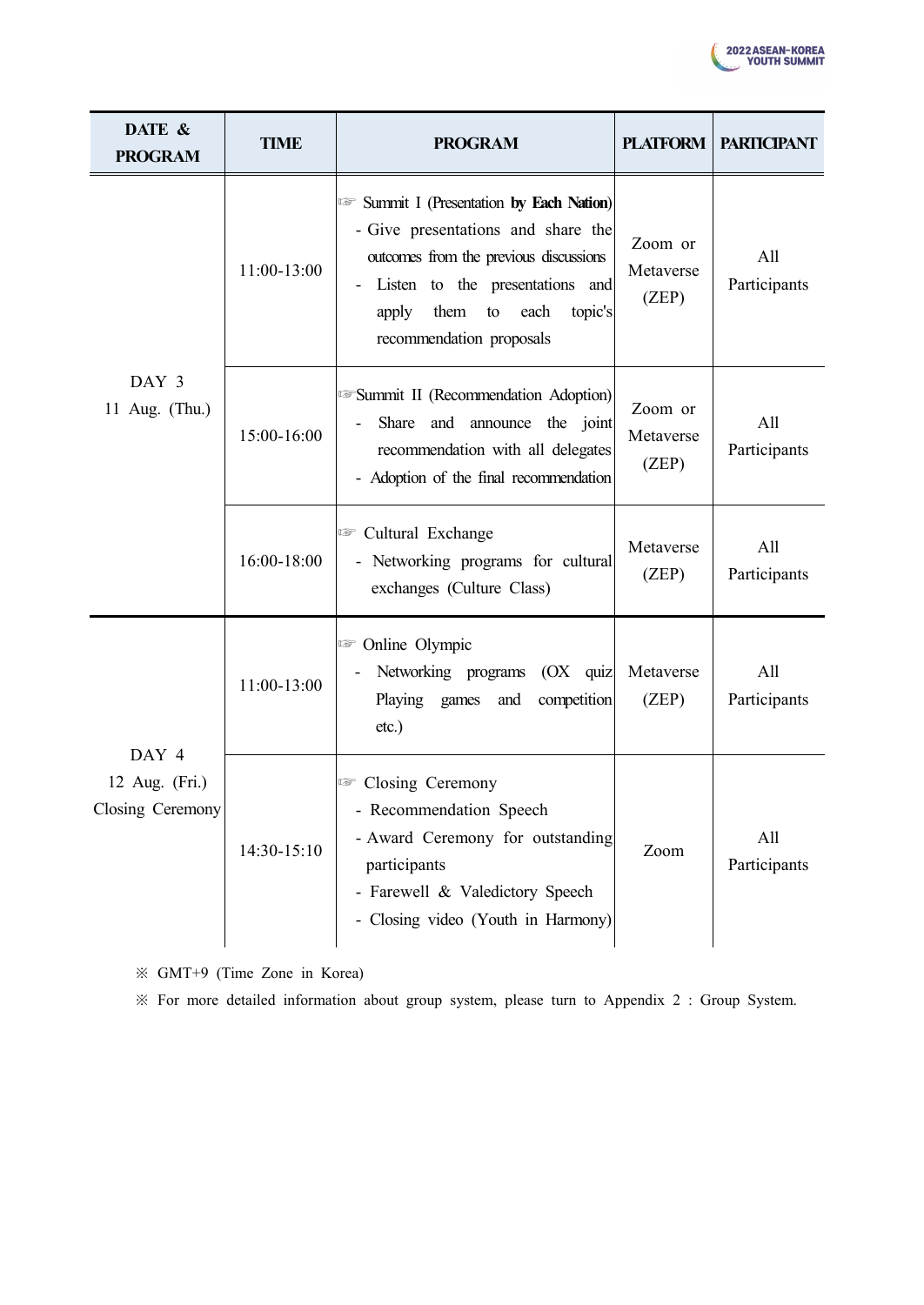| DATE & PROGRAM | TIME | PROGRAM | PLATFORM | PARTICIPANT |
|---|---|---|---|---|
| DAY 3<br>11 Aug. (Thu.) | 11:00-13:00 | ☞ Summit I (Presentation **by Each Nation**)<br>- Give presentations and share the outcomes from the previous discussions<br>- Listen to the presentations and apply them to each topic's recommendation proposals | Zoom or Metaverse (ZEP) | All Participants |
| | 15:00-16:00 | ☞Summit II (Recommendation Adoption)<br>- Share and announce the joint recommendation with all delegates<br>- Adoption of the final recommendation | Zoom or Metaverse (ZEP) | All Participants |
| | 16:00-18:00 | ☞ Cultural Exchange<br>- Networking programs for cultural exchanges (Culture Class) | Metaverse (ZEP) | All Participants |
| DAY 4<br>12 Aug. (Fri.)<br>Closing Ceremony | 11:00-13:00 | ☞ Online Olympic<br>- Networking programs (OX quiz Playing games and competition etc.) | Metaverse (ZEP) | All Participants |
| | 14:30-15:10 | ☞ Closing Ceremony<br>- Recommendation Speech<br>- Award Ceremony for outstanding participants<br>- Farewell & Valedictory Speech<br>- Closing video (Youth in Harmony) | Zoom | All Participants |

※ GMT+9 (Time Zone in Korea)

※ For more detailed information about group system, please turn to Appendix 2 : Group System.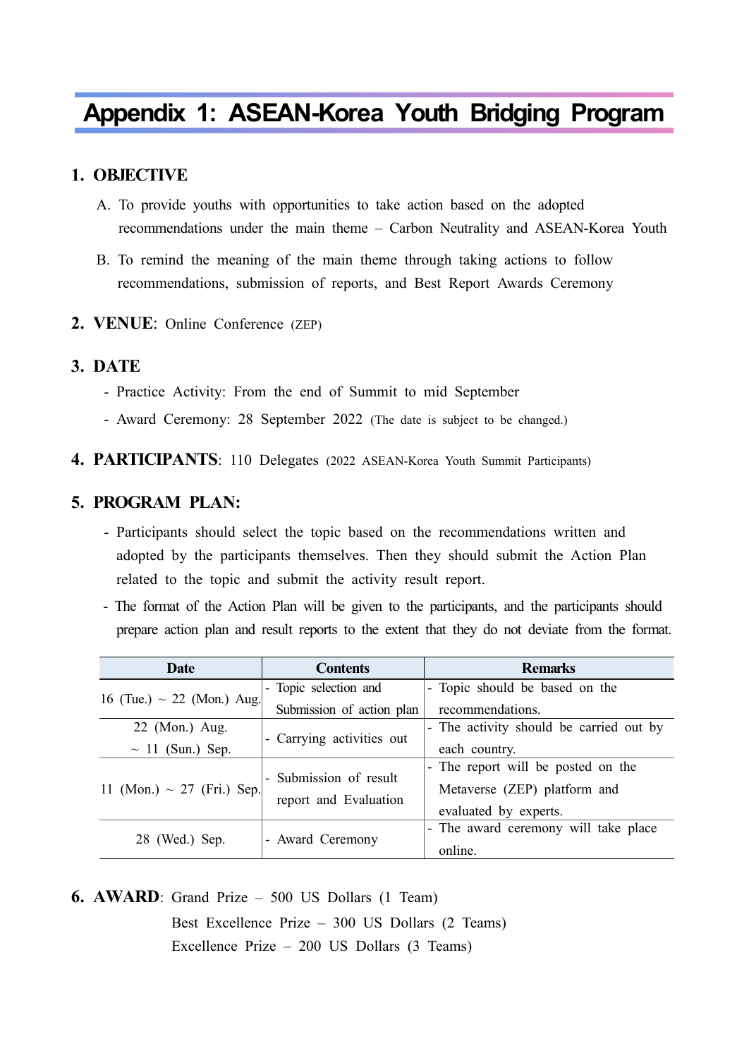# Appendix 1: ASEAN-Korea Youth Bridging Program

## 1. OBJECTIVE

A. To provide youths with opportunities to take action based on the adopted recommendations under the main theme – Carbon Neutrality and ASEAN-Korea Youth

B. To remind the meaning of the main theme through taking actions to follow recommendations, submission of reports, and Best Report Awards Ceremony

## 2. VENUE: Online Conference (ZEP)

## 3. DATE

- Practice Activity: From the end of Summit to mid September
- Award Ceremony: 28 September 2022 (The date is subject to be changed.)

## 4. PARTICIPANTS: 110 Delegates (2022 ASEAN-Korea Youth Summit Participants)

## 5. PROGRAM PLAN:

- Participants should select the topic based on the recommendations written and adopted by the participants themselves. Then they should submit the Action Plan related to the topic and submit the activity result report.
- The format of the Action Plan will be given to the participants, and the participants should prepare action plan and result reports to the extent that they do not deviate from the format.

| Date | Contents | Remarks |
|---|---|---|
| 16 (Tue.) ~ 22 (Mon.) Aug. | - Topic selection and Submission of action plan | - Topic should be based on the recommendations. |
| 22 (Mon.) Aug. ~ 11 (Sun.) Sep. | - Carrying activities out | - The activity should be carried out by each country. |
| 11 (Mon.) ~ 27 (Fri.) Sep. | - Submission of result report and Evaluation | - The report will be posted on the Metaverse (ZEP) platform and evaluated by experts. |
| 28 (Wed.) Sep. | - Award Ceremony | - The award ceremony will take place online. |

## 6. AWARD: Grand Prize – 500 US Dollars (1 Team)

Best Excellence Prize – 300 US Dollars (2 Teams)

Excellence Prize – 200 US Dollars (3 Teams)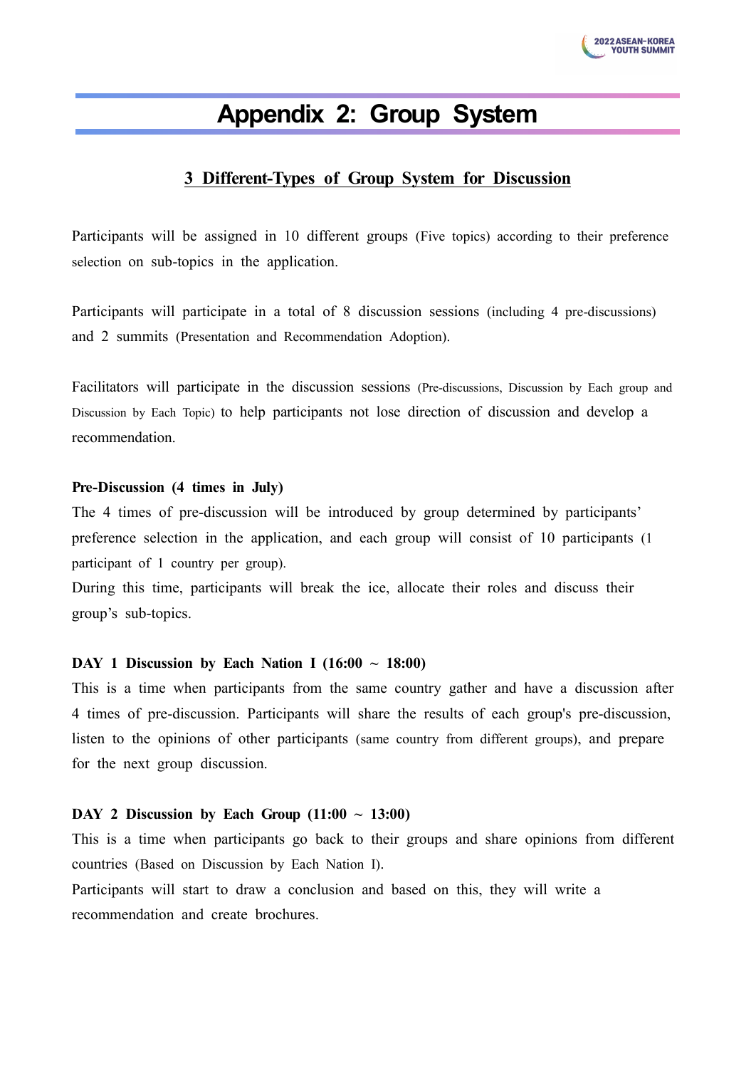# Appendix 2: Group System

## 3 Different-Types of Group System for Discussion

Participants will be assigned in 10 different groups (Five topics) according to their preference selection on sub-topics in the application.

Participants will participate in a total of 8 discussion sessions (including 4 pre-discussions) and 2 summits (Presentation and Recommendation Adoption).

Facilitators will participate in the discussion sessions (Pre-discussions, Discussion by Each group and Discussion by Each Topic) to help participants not lose direction of discussion and develop a recommendation.

**Pre-Discussion (4 times in July)**

The 4 times of pre-discussion will be introduced by group determined by participants' preference selection in the application, and each group will consist of 10 participants (1 participant of 1 country per group).

During this time, participants will break the ice, allocate their roles and discuss their group's sub-topics.

**DAY 1 Discussion by Each Nation I (16:00 ~ 18:00)**

This is a time when participants from the same country gather and have a discussion after 4 times of pre-discussion. Participants will share the results of each group's pre-discussion, listen to the opinions of other participants (same country from different groups), and prepare for the next group discussion.

**DAY 2 Discussion by Each Group (11:00 ~ 13:00)**

This is a time when participants go back to their groups and share opinions from different countries (Based on Discussion by Each Nation I).

Participants will start to draw a conclusion and based on this, they will write a recommendation and create brochures.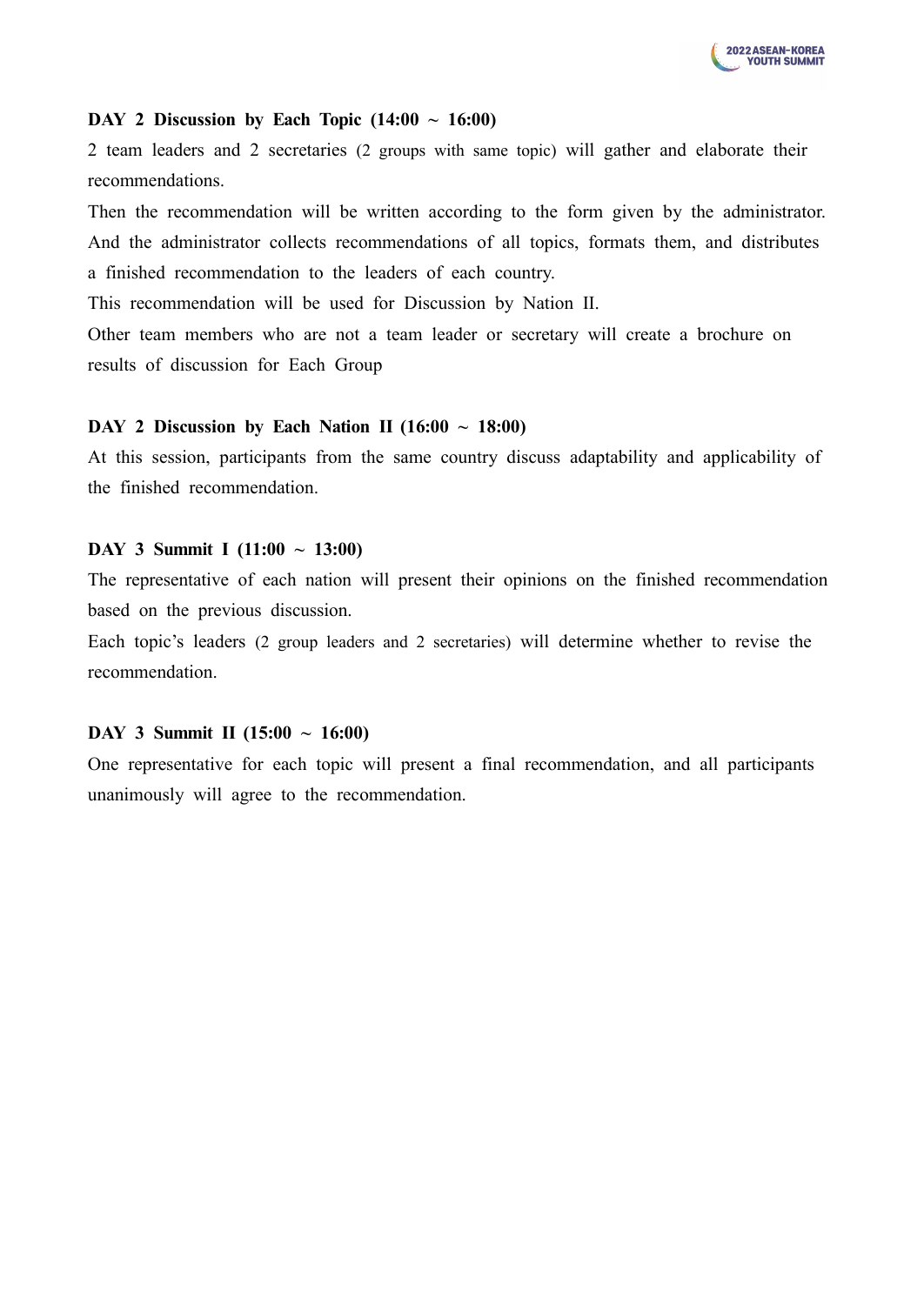**DAY 2 Discussion by Each Topic (14:00 ~ 16:00)**

2 team leaders and 2 secretaries (2 groups with same topic) will gather and elaborate their recommendations.

Then the recommendation will be written according to the form given by the administrator. And the administrator collects recommendations of all topics, formats them, and distributes a finished recommendation to the leaders of each country.

This recommendation will be used for Discussion by Nation II.

Other team members who are not a team leader or secretary will create a brochure on results of discussion for Each Group

**DAY 2 Discussion by Each Nation II (16:00 ~ 18:00)**

At this session, participants from the same country discuss adaptability and applicability of the finished recommendation.

**DAY 3 Summit I (11:00 ~ 13:00)**

The representative of each nation will present their opinions on the finished recommendation based on the previous discussion.

Each topic's leaders (2 group leaders and 2 secretaries) will determine whether to revise the recommendation.

**DAY 3 Summit II (15:00 ~ 16:00)**

One representative for each topic will present a final recommendation, and all participants unanimously will agree to the recommendation.